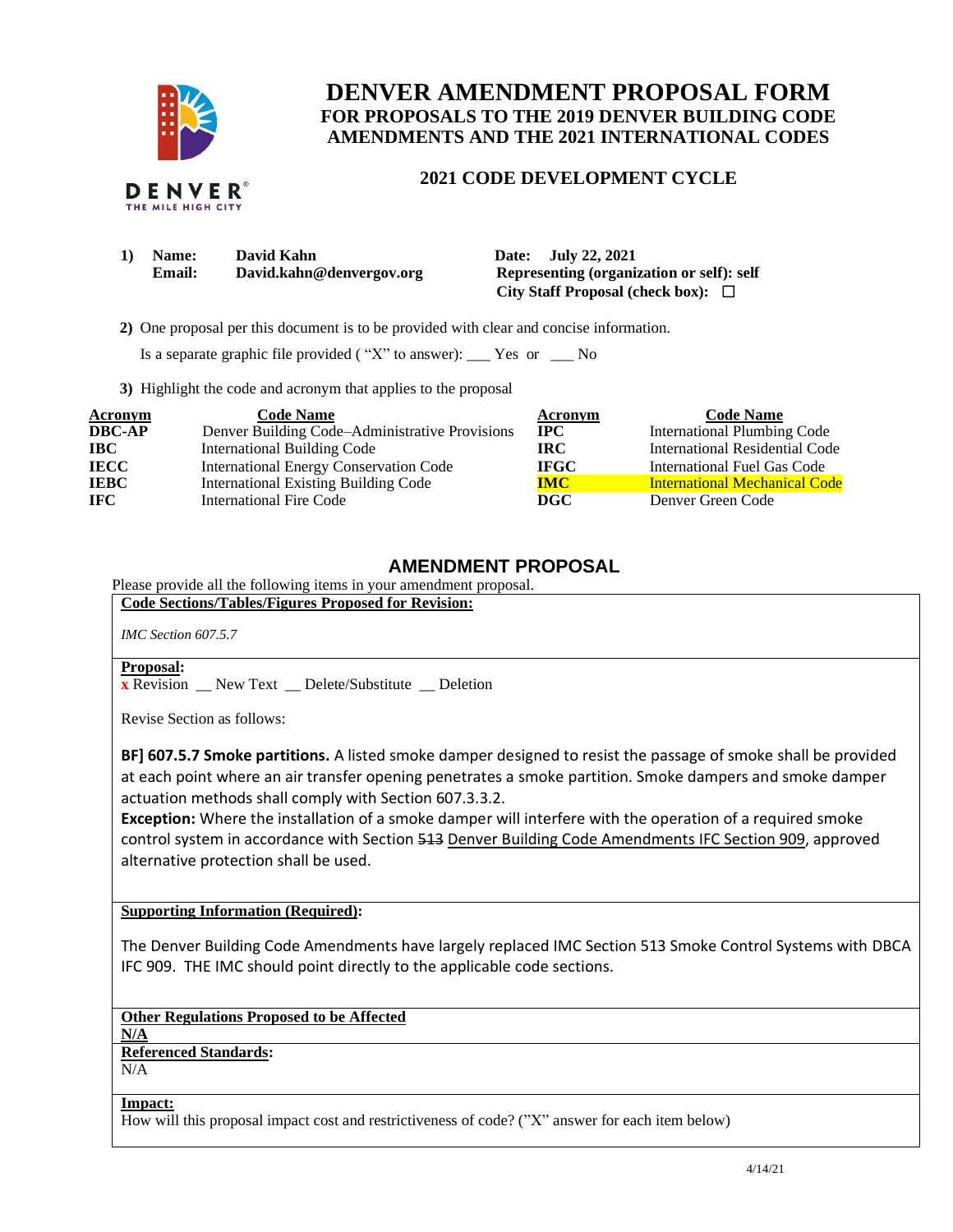# DENVER AMENDMENT PROPOSAL FORM

## FOR PROPOSALS TO THE 2019 DENVER BUILDING CODE AMENDMENTS AND THE 2021 INTERNATIONAL CODES

### 2021 CODE DEVELOPMENT CYCLE

**1) Name:** David Kahn
**Email:** David.kahn@denvergov.org

**Date:** July 22, 2021
**Representing (organization or self):** self
**City Staff Proposal (check box):** ☐

**2)** One proposal per this document is to be provided with clear and concise information.

Is a separate graphic file provided ( "X" to answer): ___ Yes or ___ No

**3)** Highlight the code and acronym that applies to the proposal

| Acronym | Code Name | Acronym | Code Name |
|---|---|---|---|
| DBC-AP | Denver Building Code–Administrative Provisions | IPC | International Plumbing Code |
| IBC | International Building Code | IRC | International Residential Code |
| IECC | International Energy Conservation Code | IFGC | International Fuel Gas Code |
| IEBC | International Existing Building Code | **IMC** | **International Mechanical Code** |
| IFC | International Fire Code | DGC | Denver Green Code |

## AMENDMENT PROPOSAL

Please provide all the following items in your amendment proposal.

**Code Sections/Tables/Figures Proposed for Revision:**

*IMC Section 607.5.7*

**Proposal:**

x Revision __ New Text __ Delete/Substitute __ Deletion

Revise Section as follows:

**BF] 607.5.7 Smoke partitions.** A listed smoke damper designed to resist the passage of smoke shall be provided at each point where an air transfer opening penetrates a smoke partition. Smoke dampers and smoke damper actuation methods shall comply with Section 607.3.3.2.

**Exception:** Where the installation of a smoke damper will interfere with the operation of a required smoke control system in accordance with Section ~~513~~ Denver Building Code Amendments IFC Section 909, approved alternative protection shall be used.

**Supporting Information (Required):**

The Denver Building Code Amendments have largely replaced IMC Section 513 Smoke Control Systems with DBCA IFC 909. THE IMC should point directly to the applicable code sections.

**Other Regulations Proposed to be Affected**

N/A

**Referenced Standards:**

N/A

**Impact:**

How will this proposal impact cost and restrictiveness of code? ("X" answer for each item below)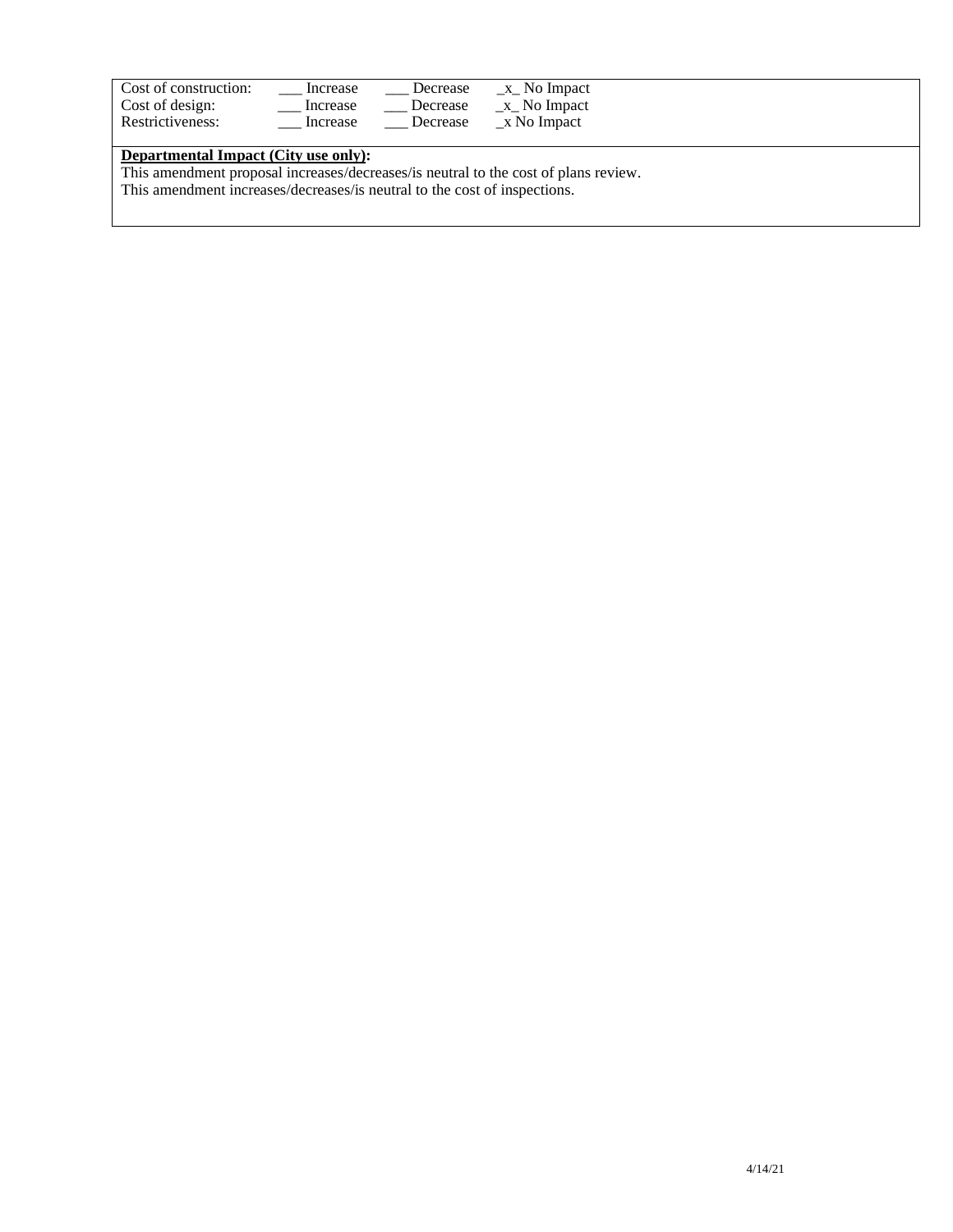| | | | |
|---|---|---|---|
| Cost of construction: | ___ Increase | ___ Decrease | _x_ No Impact |
| Cost of design: | ___ Increase | ___ Decrease | _x_ No Impact |
| Restrictiveness: | ___ Increase | ___ Decrease | _x No Impact |

**Departmental Impact (City use only):**

This amendment proposal increases/decreases/is neutral to the cost of plans review.
This amendment increases/decreases/is neutral to the cost of inspections.

4/14/21